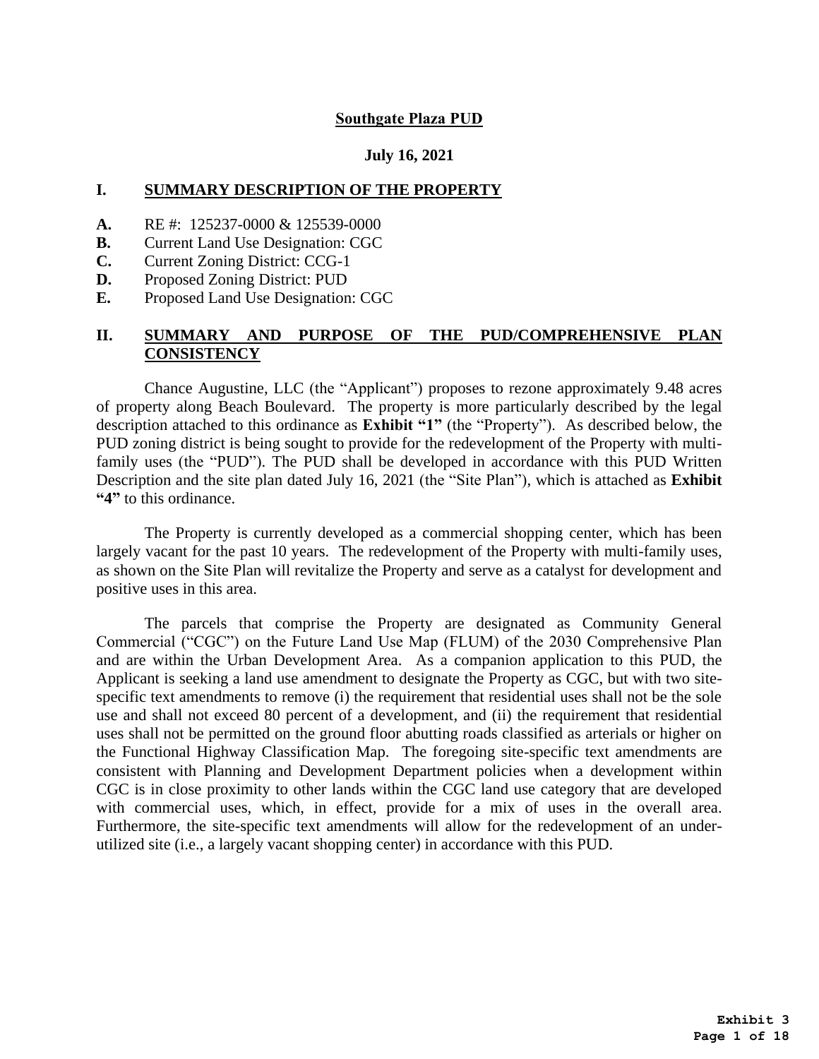# Southgate Plaza PUD

**July 16, 2021**

## I. SUMMARY DESCRIPTION OF THE PROPERTY

**A.** RE #: 125237-0000 & 125539-0000
**B.** Current Land Use Designation: CGC
**C.** Current Zoning District: CCG-1
**D.** Proposed Zoning District: PUD
**E.** Proposed Land Use Designation: CGC

## II. SUMMARY AND PURPOSE OF THE PUD/COMPREHENSIVE PLAN CONSISTENCY

Chance Augustine, LLC (the "Applicant") proposes to rezone approximately 9.48 acres of property along Beach Boulevard. The property is more particularly described by the legal description attached to this ordinance as **Exhibit "1"** (the "Property"). As described below, the PUD zoning district is being sought to provide for the redevelopment of the Property with multi-family uses (the "PUD"). The PUD shall be developed in accordance with this PUD Written Description and the site plan dated July 16, 2021 (the "Site Plan"), which is attached as **Exhibit "4"** to this ordinance.

The Property is currently developed as a commercial shopping center, which has been largely vacant for the past 10 years. The redevelopment of the Property with multi-family uses, as shown on the Site Plan will revitalize the Property and serve as a catalyst for development and positive uses in this area.

The parcels that comprise the Property are designated as Community General Commercial ("CGC") on the Future Land Use Map (FLUM) of the 2030 Comprehensive Plan and are within the Urban Development Area. As a companion application to this PUD, the Applicant is seeking a land use amendment to designate the Property as CGC, but with two site-specific text amendments to remove (i) the requirement that residential uses shall not be the sole use and shall not exceed 80 percent of a development, and (ii) the requirement that residential uses shall not be permitted on the ground floor abutting roads classified as arterials or higher on the Functional Highway Classification Map. The foregoing site-specific text amendments are consistent with Planning and Development Department policies when a development within CGC is in close proximity to other lands within the CGC land use category that are developed with commercial uses, which, in effect, provide for a mix of uses in the overall area. Furthermore, the site-specific text amendments will allow for the redevelopment of an under-utilized site (i.e., a largely vacant shopping center) in accordance with this PUD.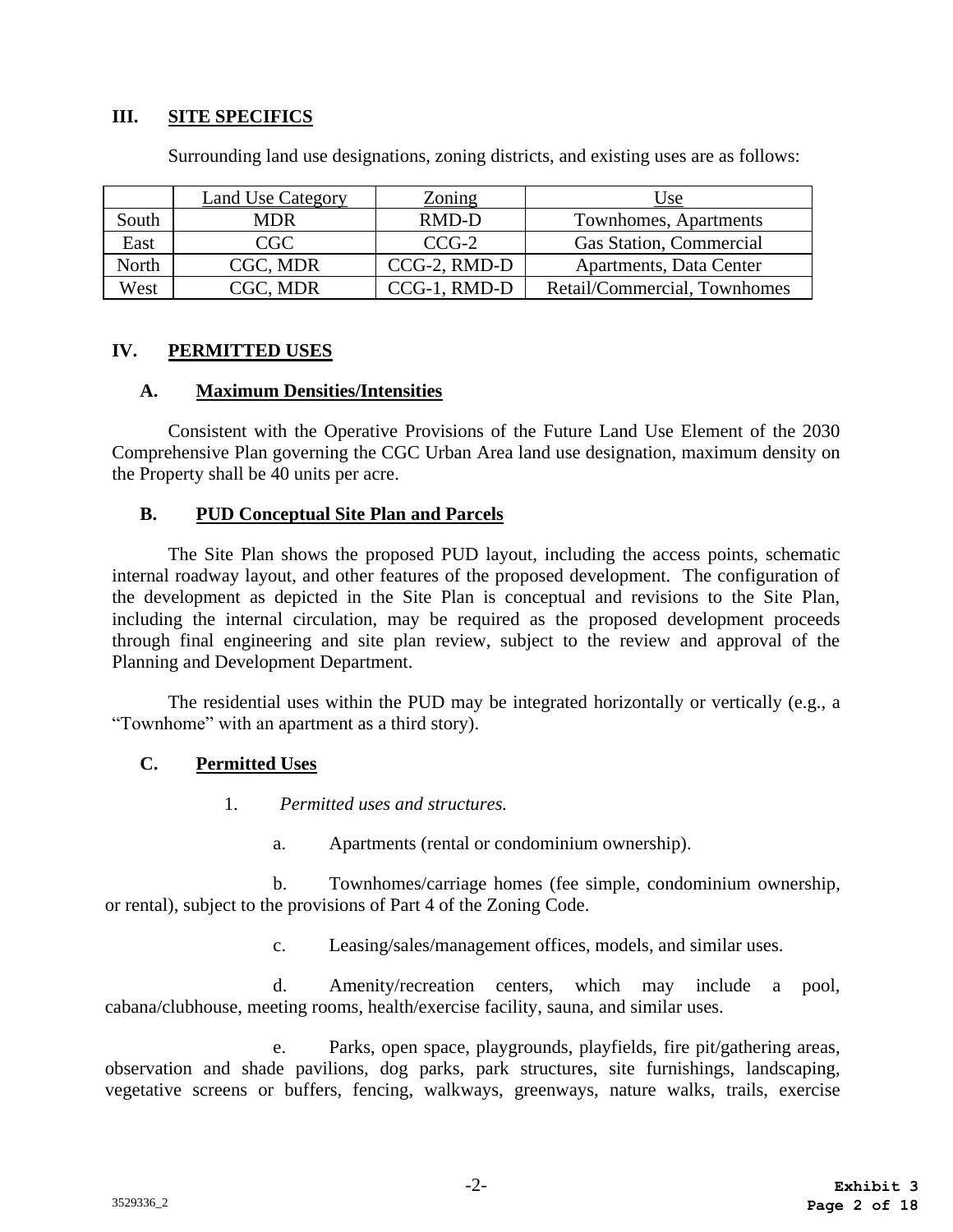## III. SITE SPECIFICS

Surrounding land use designations, zoning districts, and existing uses are as follows:

| | Land Use Category | Zoning | Use |
|---|---|---|---|
| South | MDR | RMD-D | Townhomes, Apartments |
| East | CGC | CCG-2 | Gas Station, Commercial |
| North | CGC, MDR | CCG-2, RMD-D | Apartments, Data Center |
| West | CGC, MDR | CCG-1, RMD-D | Retail/Commercial, Townhomes |

## IV. PERMITTED USES

### A. Maximum Densities/Intensities

Consistent with the Operative Provisions of the Future Land Use Element of the 2030 Comprehensive Plan governing the CGC Urban Area land use designation, maximum density on the Property shall be 40 units per acre.

### B. PUD Conceptual Site Plan and Parcels

The Site Plan shows the proposed PUD layout, including the access points, schematic internal roadway layout, and other features of the proposed development. The configuration of the development as depicted in the Site Plan is conceptual and revisions to the Site Plan, including the internal circulation, may be required as the proposed development proceeds through final engineering and site plan review, subject to the review and approval of the Planning and Development Department.

The residential uses within the PUD may be integrated horizontally or vertically (e.g., a "Townhome" with an apartment as a third story).

### C. Permitted Uses

1. *Permitted uses and structures.*

   a. Apartments (rental or condominium ownership).

   b. Townhomes/carriage homes (fee simple, condominium ownership, or rental), subject to the provisions of Part 4 of the Zoning Code.

   c. Leasing/sales/management offices, models, and similar uses.

   d. Amenity/recreation centers, which may include a pool, cabana/clubhouse, meeting rooms, health/exercise facility, sauna, and similar uses.

   e. Parks, open space, playgrounds, playfields, fire pit/gathering areas, observation and shade pavilions, dog parks, park structures, site furnishings, landscaping, vegetative screens or buffers, fencing, walkways, greenways, nature walks, trails, exercise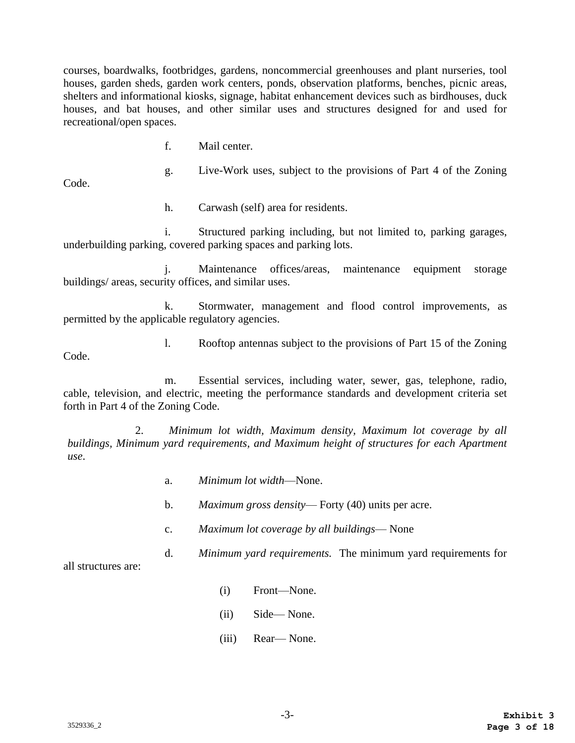courses, boardwalks, footbridges, gardens, noncommercial greenhouses and plant nurseries, tool houses, garden sheds, garden work centers, ponds, observation platforms, benches, picnic areas, shelters and informational kiosks, signage, habitat enhancement devices such as birdhouses, duck houses, and bat houses, and other similar uses and structures designed for and used for recreational/open spaces.

f. Mail center.

g. Live-Work uses, subject to the provisions of Part 4 of the Zoning Code.

h. Carwash (self) area for residents.

i. Structured parking including, but not limited to, parking garages, underbuilding parking, covered parking spaces and parking lots.

j. Maintenance offices/areas, maintenance equipment storage buildings/ areas, security offices, and similar uses.

k. Stormwater, management and flood control improvements, as permitted by the applicable regulatory agencies.

l. Rooftop antennas subject to the provisions of Part 15 of the Zoning Code.

m. Essential services, including water, sewer, gas, telephone, radio, cable, television, and electric, meeting the performance standards and development criteria set forth in Part 4 of the Zoning Code.

2. *Minimum lot width, Maximum density, Maximum lot coverage by all buildings, Minimum yard requirements, and Maximum height of structures for each Apartment use*.

a. *Minimum lot width*—None.

b. *Maximum gross density*— Forty (40) units per acre.

c. *Maximum lot coverage by all buildings*— None

d. *Minimum yard requirements.* The minimum yard requirements for all structures are:

(i) Front—None.

(ii) Side— None.

(iii) Rear— None.

3529336_2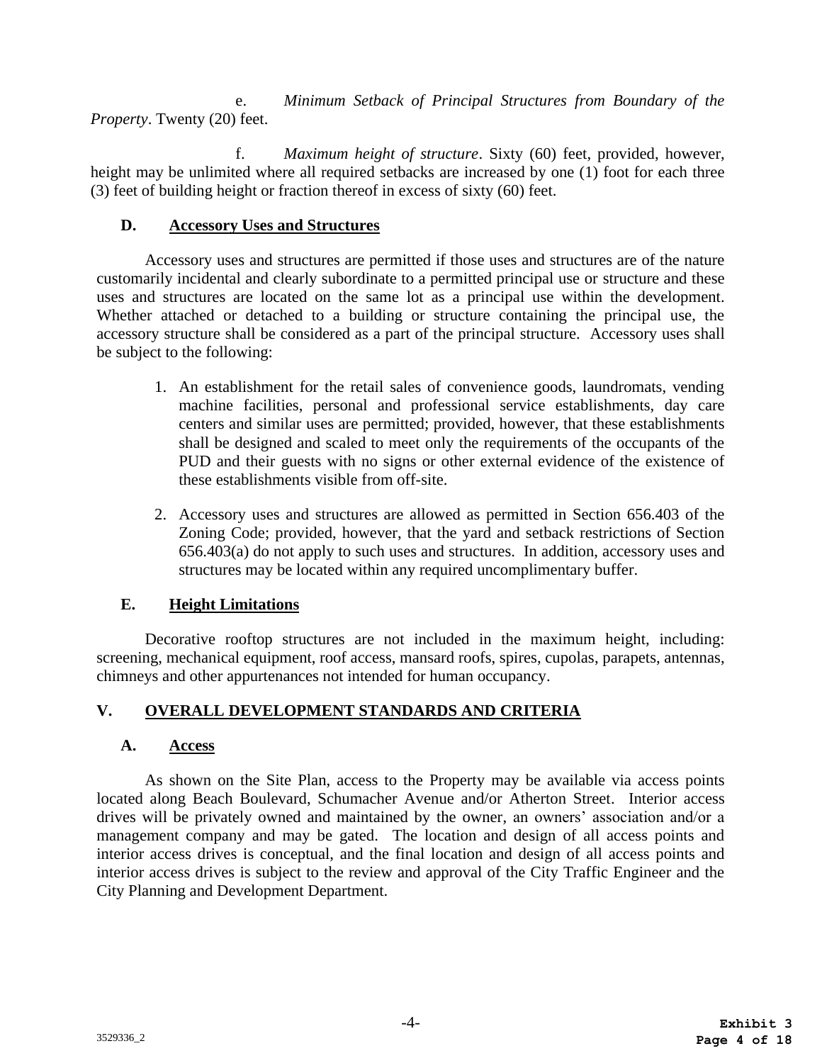e. *Minimum Setback of Principal Structures from Boundary of the Property*. Twenty (20) feet.

f. *Maximum height of structure*. Sixty (60) feet, provided, however, height may be unlimited where all required setbacks are increased by one (1) foot for each three (3) feet of building height or fraction thereof in excess of sixty (60) feet.

### D. Accessory Uses and Structures

Accessory uses and structures are permitted if those uses and structures are of the nature customarily incidental and clearly subordinate to a permitted principal use or structure and these uses and structures are located on the same lot as a principal use within the development. Whether attached or detached to a building or structure containing the principal use, the accessory structure shall be considered as a part of the principal structure. Accessory uses shall be subject to the following:

1. An establishment for the retail sales of convenience goods, laundromats, vending machine facilities, personal and professional service establishments, day care centers and similar uses are permitted; provided, however, that these establishments shall be designed and scaled to meet only the requirements of the occupants of the PUD and their guests with no signs or other external evidence of the existence of these establishments visible from off-site.

2. Accessory uses and structures are allowed as permitted in Section 656.403 of the Zoning Code; provided, however, that the yard and setback restrictions of Section 656.403(a) do not apply to such uses and structures. In addition, accessory uses and structures may be located within any required uncomplimentary buffer.

### E. Height Limitations

Decorative rooftop structures are not included in the maximum height, including: screening, mechanical equipment, roof access, mansard roofs, spires, cupolas, parapets, antennas, chimneys and other appurtenances not intended for human occupancy.

## V. OVERALL DEVELOPMENT STANDARDS AND CRITERIA

### A. Access

As shown on the Site Plan, access to the Property may be available via access points located along Beach Boulevard, Schumacher Avenue and/or Atherton Street. Interior access drives will be privately owned and maintained by the owner, an owners' association and/or a management company and may be gated. The location and design of all access points and interior access drives is conceptual, and the final location and design of all access points and interior access drives is subject to the review and approval of the City Traffic Engineer and the City Planning and Development Department.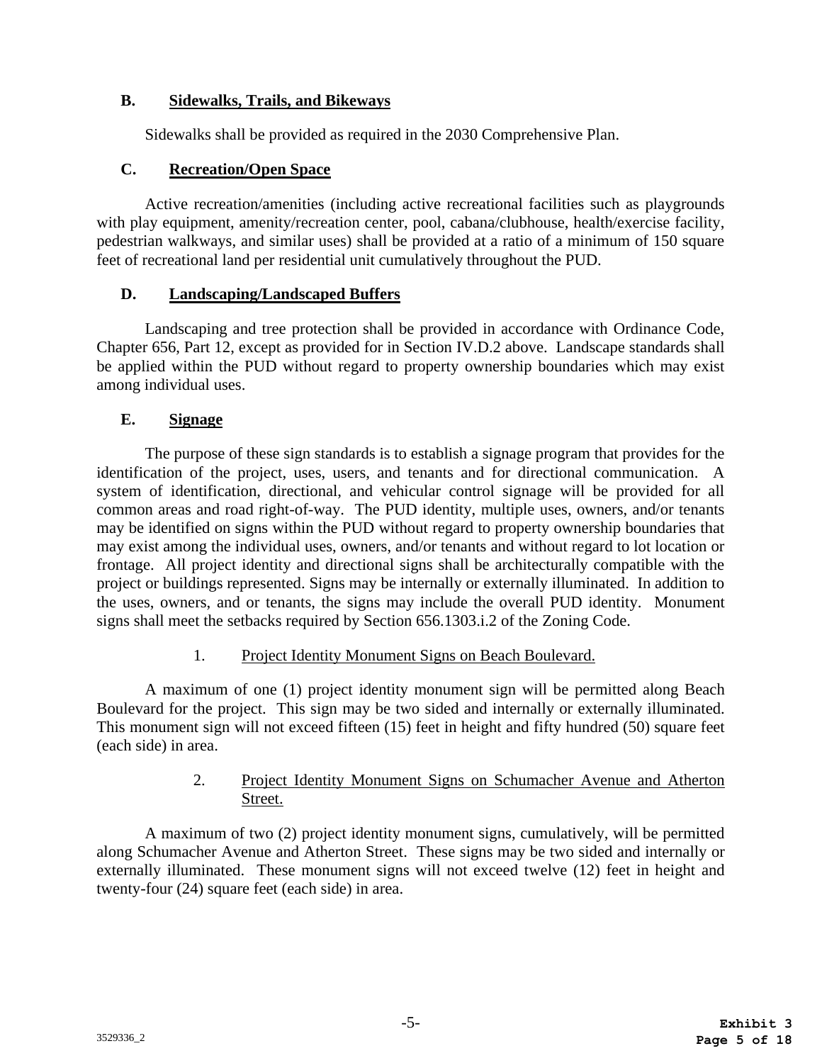### B. Sidewalks, Trails, and Bikeways

Sidewalks shall be provided as required in the 2030 Comprehensive Plan.

### C. Recreation/Open Space

Active recreation/amenities (including active recreational facilities such as playgrounds with play equipment, amenity/recreation center, pool, cabana/clubhouse, health/exercise facility, pedestrian walkways, and similar uses) shall be provided at a ratio of a minimum of 150 square feet of recreational land per residential unit cumulatively throughout the PUD.

### D. Landscaping/Landscaped Buffers

Landscaping and tree protection shall be provided in accordance with Ordinance Code, Chapter 656, Part 12, except as provided for in Section IV.D.2 above. Landscape standards shall be applied within the PUD without regard to property ownership boundaries which may exist among individual uses.

### E. Signage

The purpose of these sign standards is to establish a signage program that provides for the identification of the project, uses, users, and tenants and for directional communication. A system of identification, directional, and vehicular control signage will be provided for all common areas and road right-of-way. The PUD identity, multiple uses, owners, and/or tenants may be identified on signs within the PUD without regard to property ownership boundaries that may exist among the individual uses, owners, and/or tenants and without regard to lot location or frontage. All project identity and directional signs shall be architecturally compatible with the project or buildings represented. Signs may be internally or externally illuminated. In addition to the uses, owners, and or tenants, the signs may include the overall PUD identity. Monument signs shall meet the setbacks required by Section 656.1303.i.2 of the Zoning Code.

#### 1. Project Identity Monument Signs on Beach Boulevard.

A maximum of one (1) project identity monument sign will be permitted along Beach Boulevard for the project. This sign may be two sided and internally or externally illuminated. This monument sign will not exceed fifteen (15) feet in height and fifty hundred (50) square feet (each side) in area.

#### 2. Project Identity Monument Signs on Schumacher Avenue and Atherton Street.

A maximum of two (2) project identity monument signs, cumulatively, will be permitted along Schumacher Avenue and Atherton Street. These signs may be two sided and internally or externally illuminated. These monument signs will not exceed twelve (12) feet in height and twenty-four (24) square feet (each side) in area.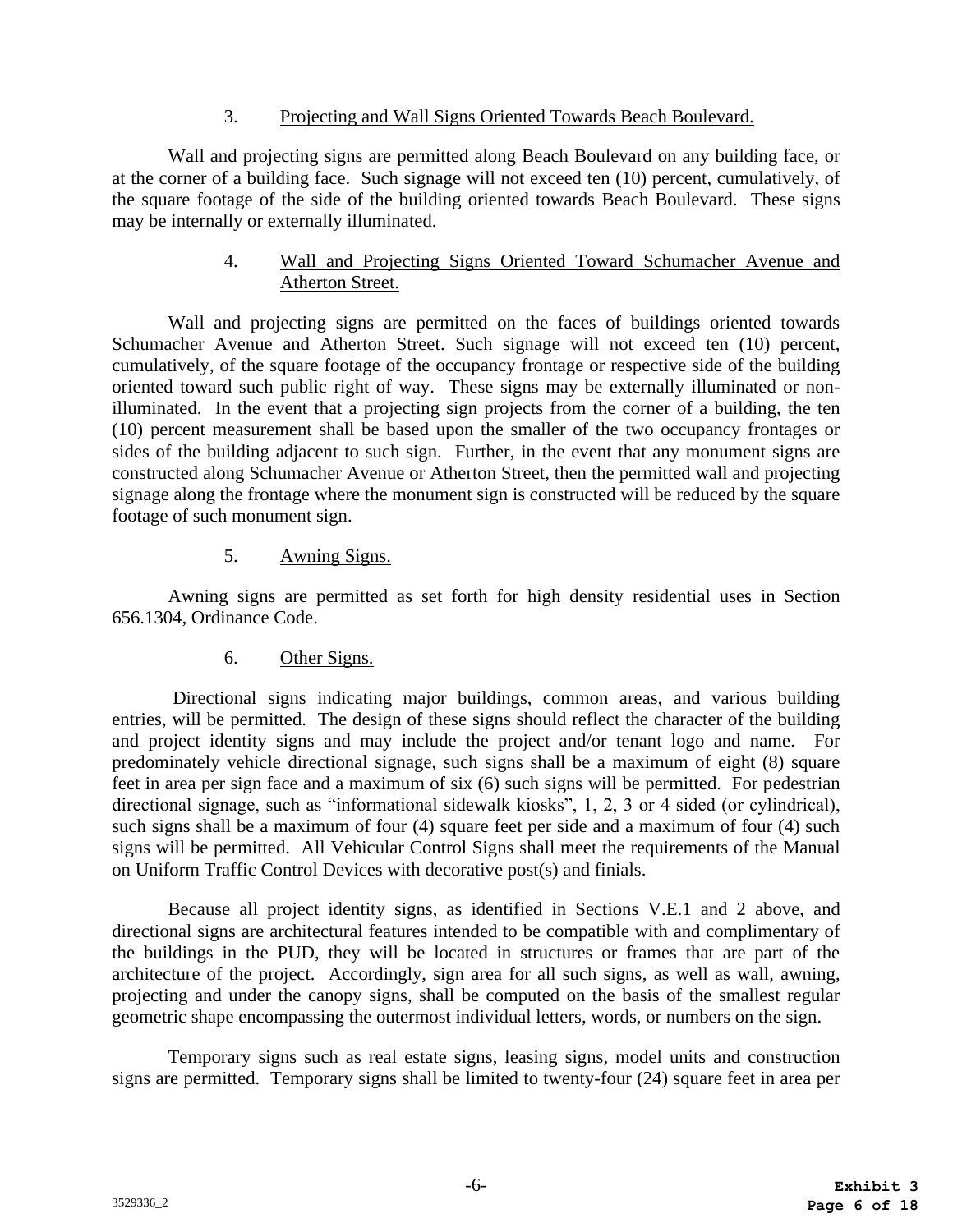3. Projecting and Wall Signs Oriented Towards Beach Boulevard.

Wall and projecting signs are permitted along Beach Boulevard on any building face, or at the corner of a building face. Such signage will not exceed ten (10) percent, cumulatively, of the square footage of the side of the building oriented towards Beach Boulevard. These signs may be internally or externally illuminated.

4. Wall and Projecting Signs Oriented Toward Schumacher Avenue and Atherton Street.

Wall and projecting signs are permitted on the faces of buildings oriented towards Schumacher Avenue and Atherton Street. Such signage will not exceed ten (10) percent, cumulatively, of the square footage of the occupancy frontage or respective side of the building oriented toward such public right of way. These signs may be externally illuminated or non-illuminated. In the event that a projecting sign projects from the corner of a building, the ten (10) percent measurement shall be based upon the smaller of the two occupancy frontages or sides of the building adjacent to such sign. Further, in the event that any monument signs are constructed along Schumacher Avenue or Atherton Street, then the permitted wall and projecting signage along the frontage where the monument sign is constructed will be reduced by the square footage of such monument sign.

5. Awning Signs.

Awning signs are permitted as set forth for high density residential uses in Section 656.1304, Ordinance Code.

6. Other Signs.

Directional signs indicating major buildings, common areas, and various building entries, will be permitted. The design of these signs should reflect the character of the building and project identity signs and may include the project and/or tenant logo and name. For predominately vehicle directional signage, such signs shall be a maximum of eight (8) square feet in area per sign face and a maximum of six (6) such signs will be permitted. For pedestrian directional signage, such as "informational sidewalk kiosks", 1, 2, 3 or 4 sided (or cylindrical), such signs shall be a maximum of four (4) square feet per side and a maximum of four (4) such signs will be permitted. All Vehicular Control Signs shall meet the requirements of the Manual on Uniform Traffic Control Devices with decorative post(s) and finials.

Because all project identity signs, as identified in Sections V.E.1 and 2 above, and directional signs are architectural features intended to be compatible with and complimentary of the buildings in the PUD, they will be located in structures or frames that are part of the architecture of the project. Accordingly, sign area for all such signs, as well as wall, awning, projecting and under the canopy signs, shall be computed on the basis of the smallest regular geometric shape encompassing the outermost individual letters, words, or numbers on the sign.

Temporary signs such as real estate signs, leasing signs, model units and construction signs are permitted. Temporary signs shall be limited to twenty-four (24) square feet in area per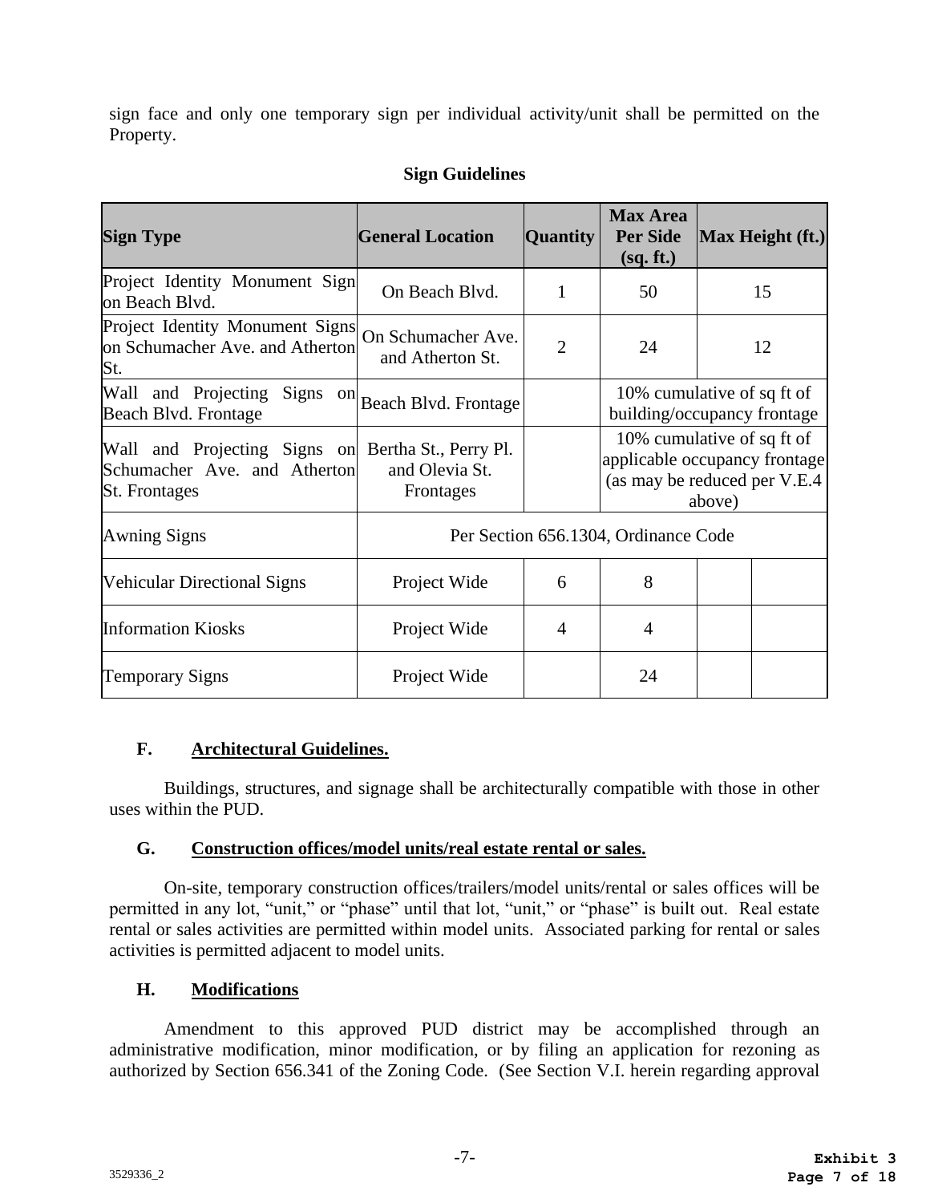sign face and only one temporary sign per individual activity/unit shall be permitted on the Property.

**Sign Guidelines**

| Sign Type | General Location | Quantity | Max Area Per Side (sq. ft.) | Max Height (ft.) | |
|---|---|---|---|---|---|
| Project Identity Monument Sign on Beach Blvd. | On Beach Blvd. | 1 | 50 | 15 | |
| Project Identity Monument Signs on Schumacher Ave. and Atherton St. | On Schumacher Ave. and Atherton St. | 2 | 24 | 12 | |
| Wall and Projecting Signs on Beach Blvd. Frontage | Beach Blvd. Frontage | | 10% cumulative of sq ft of building/occupancy frontage | | |
| Wall and Projecting Signs on Schumacher Ave. and Atherton St. Frontages | Bertha St., Perry Pl. and Olevia St. Frontages | | 10% cumulative of sq ft of applicable occupancy frontage (as may be reduced per V.E.4 above) | | |
| Awning Signs | Per Section 656.1304, Ordinance Code | | | | |
| Vehicular Directional Signs | Project Wide | 6 | 8 | | |
| Information Kiosks | Project Wide | 4 | 4 | | |
| Temporary Signs | Project Wide | | 24 | | |

### F. Architectural Guidelines.

Buildings, structures, and signage shall be architecturally compatible with those in other uses within the PUD.

### G. Construction offices/model units/real estate rental or sales.

On-site, temporary construction offices/trailers/model units/rental or sales offices will be permitted in any lot, "unit," or "phase" until that lot, "unit," or "phase" is built out. Real estate rental or sales activities are permitted within model units. Associated parking for rental or sales activities is permitted adjacent to model units.

### H. Modifications

Amendment to this approved PUD district may be accomplished through an administrative modification, minor modification, or by filing an application for rezoning as authorized by Section 656.341 of the Zoning Code. (See Section V.I. herein regarding approval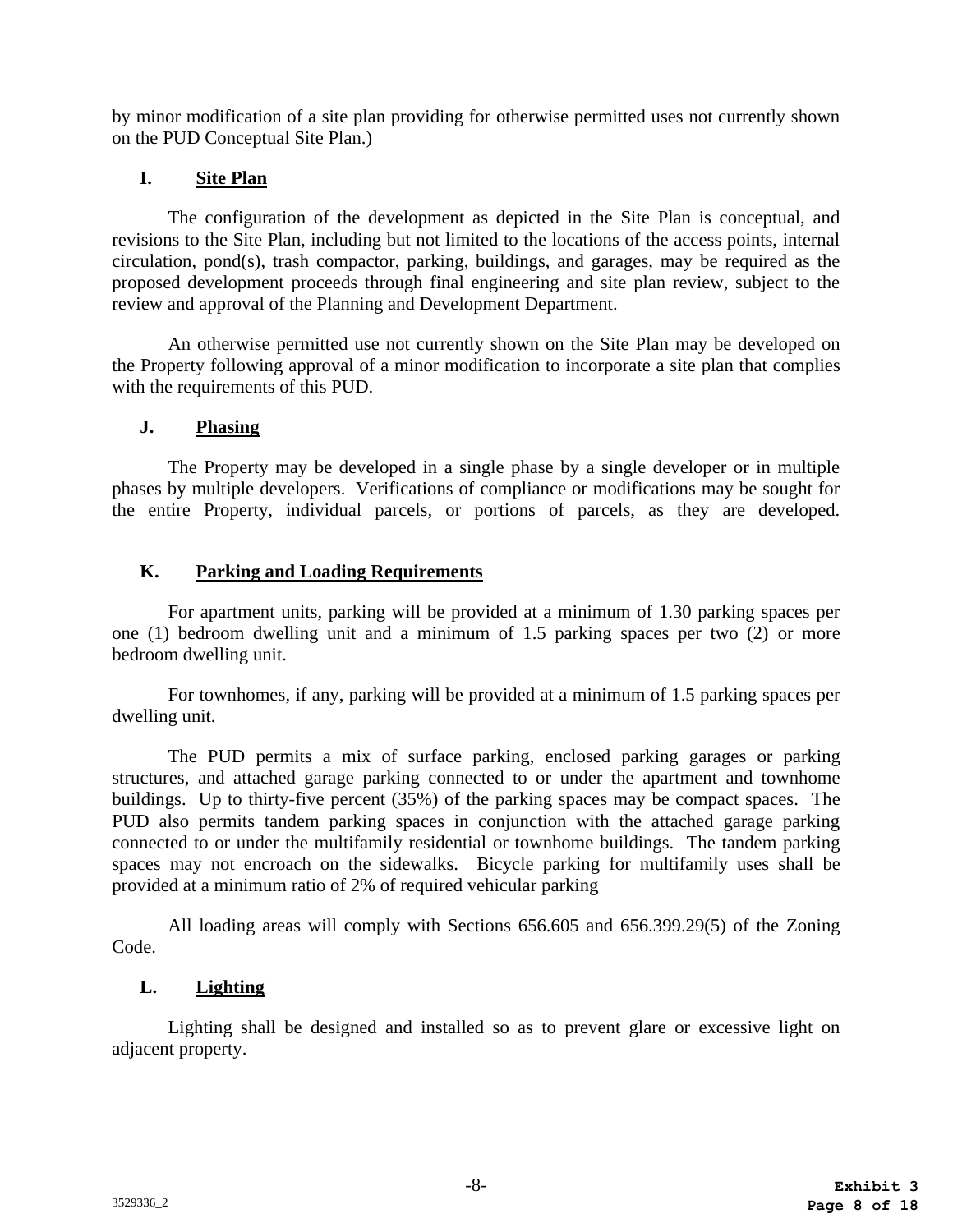by minor modification of a site plan providing for otherwise permitted uses not currently shown on the PUD Conceptual Site Plan.)

## I. Site Plan

The configuration of the development as depicted in the Site Plan is conceptual, and revisions to the Site Plan, including but not limited to the locations of the access points, internal circulation, pond(s), trash compactor, parking, buildings, and garages, may be required as the proposed development proceeds through final engineering and site plan review, subject to the review and approval of the Planning and Development Department.

An otherwise permitted use not currently shown on the Site Plan may be developed on the Property following approval of a minor modification to incorporate a site plan that complies with the requirements of this PUD.

## J. Phasing

The Property may be developed in a single phase by a single developer or in multiple phases by multiple developers. Verifications of compliance or modifications may be sought for the entire Property, individual parcels, or portions of parcels, as they are developed.

## K. Parking and Loading Requirements

For apartment units, parking will be provided at a minimum of 1.30 parking spaces per one (1) bedroom dwelling unit and a minimum of 1.5 parking spaces per two (2) or more bedroom dwelling unit.

For townhomes, if any, parking will be provided at a minimum of 1.5 parking spaces per dwelling unit.

The PUD permits a mix of surface parking, enclosed parking garages or parking structures, and attached garage parking connected to or under the apartment and townhome buildings. Up to thirty-five percent (35%) of the parking spaces may be compact spaces. The PUD also permits tandem parking spaces in conjunction with the attached garage parking connected to or under the multifamily residential or townhome buildings. The tandem parking spaces may not encroach on the sidewalks. Bicycle parking for multifamily uses shall be provided at a minimum ratio of 2% of required vehicular parking

All loading areas will comply with Sections 656.605 and 656.399.29(5) of the Zoning Code.

## L. Lighting

Lighting shall be designed and installed so as to prevent glare or excessive light on adjacent property.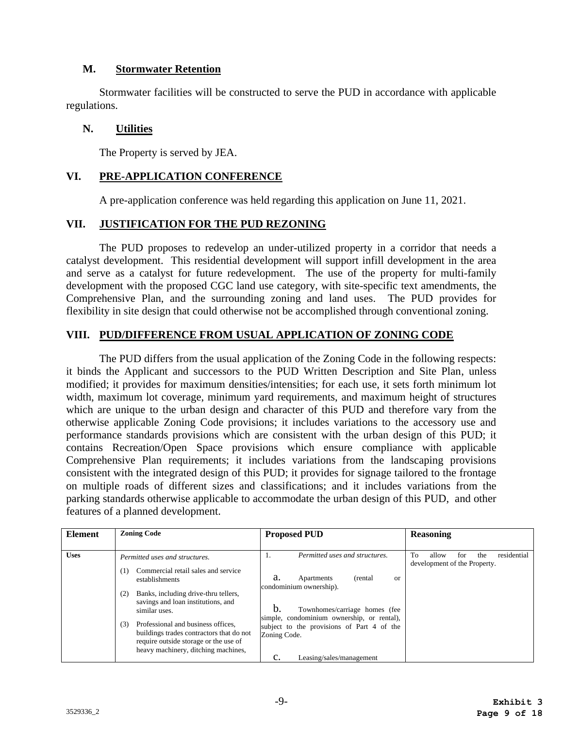### M. Stormwater Retention

Stormwater facilities will be constructed to serve the PUD in accordance with applicable regulations.

### N. Utilities

The Property is served by JEA.

## VI. PRE-APPLICATION CONFERENCE

A pre-application conference was held regarding this application on June 11, 2021.

## VII. JUSTIFICATION FOR THE PUD REZONING

The PUD proposes to redevelop an under-utilized property in a corridor that needs a catalyst development. This residential development will support infill development in the area and serve as a catalyst for future redevelopment. The use of the property for multi-family development with the proposed CGC land use category, with site-specific text amendments, the Comprehensive Plan, and the surrounding zoning and land uses. The PUD provides for flexibility in site design that could otherwise not be accomplished through conventional zoning.

## VIII. PUD/DIFFERENCE FROM USUAL APPLICATION OF ZONING CODE

The PUD differs from the usual application of the Zoning Code in the following respects: it binds the Applicant and successors to the PUD Written Description and Site Plan, unless modified; it provides for maximum densities/intensities; for each use, it sets forth minimum lot width, maximum lot coverage, minimum yard requirements, and maximum height of structures which are unique to the urban design and character of this PUD and therefore vary from the otherwise applicable Zoning Code provisions; it includes variations to the accessory use and performance standards provisions which are consistent with the urban design of this PUD; it contains Recreation/Open Space provisions which ensure compliance with applicable Comprehensive Plan requirements; it includes variations from the landscaping provisions consistent with the integrated design of this PUD; it provides for signage tailored to the frontage on multiple roads of different sizes and classifications; and it includes variations from the parking standards otherwise applicable to accommodate the urban design of this PUD, and other features of a planned development.

| Element | Zoning Code | Proposed PUD | Reasoning |
|---|---|---|---|
| **Uses** | *Permitted uses and structures.*<br>(1) Commercial retail sales and service establishments<br>(2) Banks, including drive-thru tellers, savings and loan institutions, and similar uses.<br>(3) Professional and business offices, buildings trades contractors that do not require outside storage or the use of heavy machinery, ditching machines, | 1. *Permitted uses and structures.*<br>a. Apartments (rental or condominium ownership).<br>b. Townhomes/carriage homes (fee simple, condominium ownership, or rental), subject to the provisions of Part 4 of the Zoning Code.<br>c. Leasing/sales/management | To allow for the residential development of the Property. |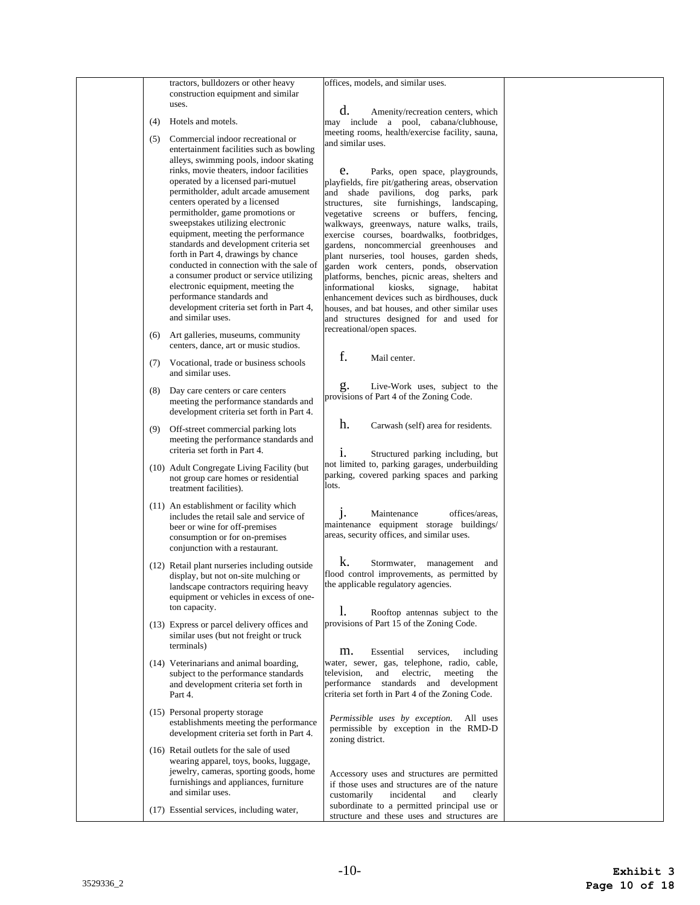| | | | |
|---|---|---|---|
| | tractors, bulldozers or other heavy construction equipment and similar uses.<br><br>(4) Hotels and motels.<br><br>(5) Commercial indoor recreational or entertainment facilities such as bowling alleys, swimming pools, indoor skating rinks, movie theaters, indoor facilities operated by a licensed pari-mutuel permitholder, adult arcade amusement centers operated by a licensed permitholder, game promotions or sweepstakes utilizing electronic equipment, meeting the performance standards and development criteria set forth in Part 4, drawings by chance conducted in connection with the sale of a consumer product or service utilizing electronic equipment, meeting the performance standards and development criteria set forth in Part 4, and similar uses.<br><br>(6) Art galleries, museums, community centers, dance, art or music studios.<br><br>(7) Vocational, trade or business schools and similar uses.<br><br>(8) Day care centers or care centers meeting the performance standards and development criteria set forth in Part 4.<br><br>(9) Off-street commercial parking lots meeting the performance standards and criteria set forth in Part 4.<br><br>(10) Adult Congregate Living Facility (but not group care homes or residential treatment facilities).<br><br>(11) An establishment or facility which includes the retail sale and service of beer or wine for off-premises consumption or for on-premises conjunction with a restaurant.<br><br>(12) Retail plant nurseries including outside display, but not on-site mulching or landscape contractors requiring heavy equipment or vehicles in excess of one-ton capacity.<br><br>(13) Express or parcel delivery offices and similar uses (but not freight or truck terminals)<br><br>(14) Veterinarians and animal boarding, subject to the performance standards and development criteria set forth in Part 4.<br><br>(15) Personal property storage establishments meeting the performance development criteria set forth in Part 4.<br><br>(16) Retail outlets for the sale of used wearing apparel, toys, books, luggage, jewelry, cameras, sporting goods, home furnishings and appliances, furniture and similar uses.<br><br>(17) Essential services, including water, | offices, models, and similar uses.<br><br>d. Amenity/recreation centers, which may include a pool, cabana/clubhouse, meeting rooms, health/exercise facility, sauna, and similar uses.<br><br>e. Parks, open space, playgrounds, playfields, fire pit/gathering areas, observation and shade pavilions, dog parks, park structures, site furnishings, landscaping, vegetative screens or buffers, fencing, walkways, greenways, nature walks, trails, exercise courses, boardwalks, footbridges, gardens, noncommercial greenhouses and plant nurseries, tool houses, garden sheds, garden work centers, ponds, observation platforms, benches, picnic areas, shelters and informational kiosks, signage, habitat enhancement devices such as birdhouses, duck houses, and bat houses, and other similar uses and structures designed for and used for recreational/open spaces.<br><br>f. Mail center.<br><br>g. Live-Work uses, subject to the provisions of Part 4 of the Zoning Code.<br><br>h. Carwash (self) area for residents.<br><br>i. Structured parking including, but not limited to, parking garages, underbuilding parking, covered parking spaces and parking lots.<br><br>j. Maintenance offices/areas, maintenance equipment storage buildings/ areas, security offices, and similar uses.<br><br>k. Stormwater, management and flood control improvements, as permitted by the applicable regulatory agencies.<br><br>l. Rooftop antennas subject to the provisions of Part 15 of the Zoning Code.<br><br>m. Essential services, including water, sewer, gas, telephone, radio, cable, television, and electric, meeting the performance standards and development criteria set forth in Part 4 of the Zoning Code.<br><br>*Permissible uses by exception.* All uses permissible by exception in the RMD-D zoning district.<br><br>Accessory uses and structures are permitted if those uses and structures are of the nature customarily incidental and clearly subordinate to a permitted principal use or structure and these uses and structures are | |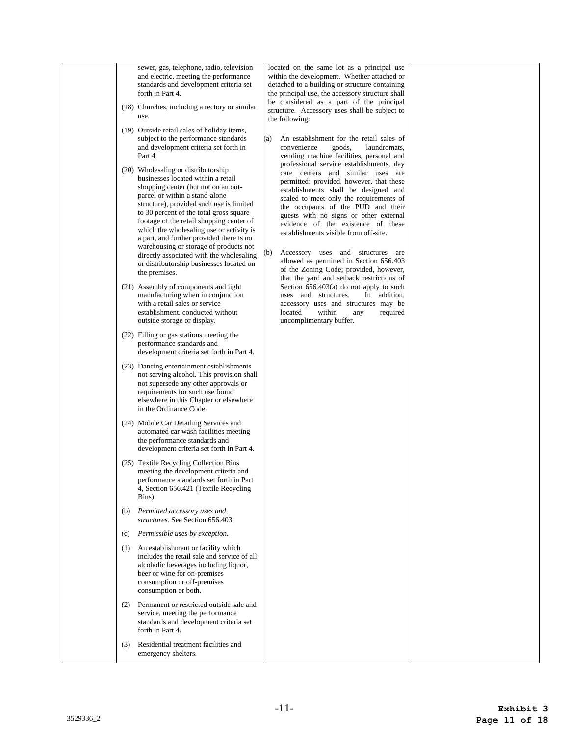| | | | |
|---|---|---|---|
| | sewer, gas, telephone, radio, television and electric, meeting the performance standards and development criteria set forth in Part 4.<br><br>(18) Churches, including a rectory or similar use.<br><br>(19) Outside retail sales of holiday items, subject to the performance standards and development criteria set forth in Part 4.<br><br>(20) Wholesaling or distributorship businesses located within a retail shopping center (but not on an out-parcel or within a stand-alone structure), provided such use is limited to 30 percent of the total gross square footage of the retail shopping center of which the wholesaling use or activity is a part, and further provided there is no warehousing or storage of products not directly associated with the wholesaling or distributorship businesses located on the premises.<br><br>(21) Assembly of components and light manufacturing when in conjunction with a retail sales or service establishment, conducted without outside storage or display.<br><br>(22) Filling or gas stations meeting the performance standards and development criteria set forth in Part 4.<br><br>(23) Dancing entertainment establishments not serving alcohol. This provision shall not supersede any other approvals or requirements for such use found elsewhere in this Chapter or elsewhere in the Ordinance Code.<br><br>(24) Mobile Car Detailing Services and automated car wash facilities meeting the performance standards and development criteria set forth in Part 4.<br><br>(25) Textile Recycling Collection Bins meeting the development criteria and performance standards set forth in Part 4, Section 656.421 (Textile Recycling Bins).<br><br>(b) *Permitted accessory uses and structures.* See Section 656.403.<br><br>(c) *Permissible uses by exception.*<br><br>(1) An establishment or facility which includes the retail sale and service of all alcoholic beverages including liquor, beer or wine for on-premises consumption or off-premises consumption or both.<br><br>(2) Permanent or restricted outside sale and service, meeting the performance standards and development criteria set forth in Part 4.<br><br>(3) Residential treatment facilities and emergency shelters. | located on the same lot as a principal use within the development. Whether attached or detached to a building or structure containing the principal use, the accessory structure shall be considered as a part of the principal structure. Accessory uses shall be subject to the following:<br><br>(a) An establishment for the retail sales of convenience goods, laundromats, vending machine facilities, personal and professional service establishments, day care centers and similar uses are permitted; provided, however, that these establishments shall be designed and scaled to meet only the requirements of the occupants of the PUD and their guests with no signs or other external evidence of the existence of these establishments visible from off-site.<br><br>(b) Accessory uses and structures are allowed as permitted in Section 656.403 of the Zoning Code; provided, however, that the yard and setback restrictions of Section 656.403(a) do not apply to such uses and structures. In addition, accessory uses and structures may be located within any required uncomplimentary buffer. | |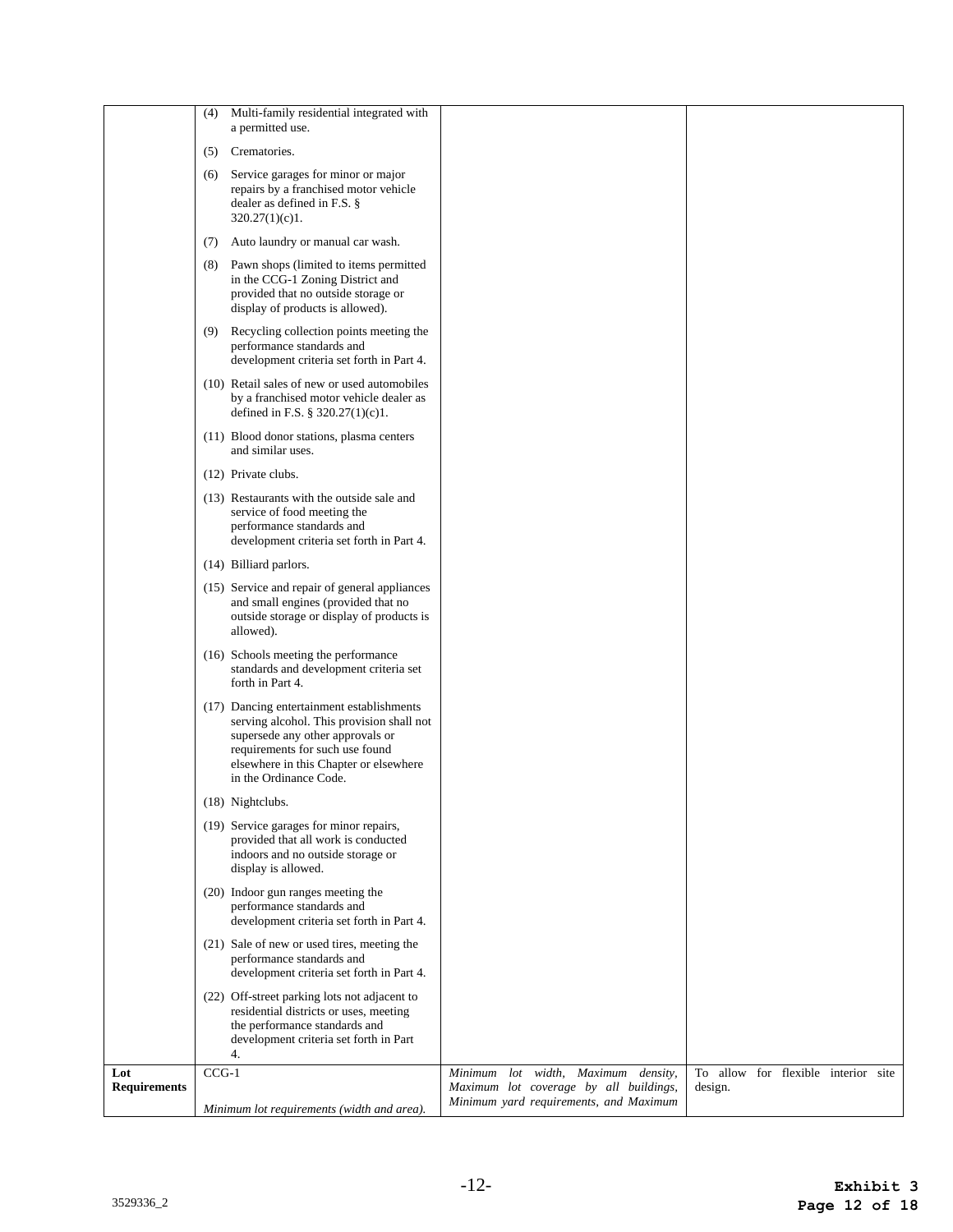| | | | |
|---|---|---|---|
| | (4) Multi-family residential integrated with a permitted use.<br><br>(5) Crematories.<br><br>(6) Service garages for minor or major repairs by a franchised motor vehicle dealer as defined in F.S. § 320.27(1)(c)1.<br><br>(7) Auto laundry or manual car wash.<br><br>(8) Pawn shops (limited to items permitted in the CCG-1 Zoning District and provided that no outside storage or display of products is allowed).<br><br>(9) Recycling collection points meeting the performance standards and development criteria set forth in Part 4.<br><br>(10) Retail sales of new or used automobiles by a franchised motor vehicle dealer as defined in F.S. § 320.27(1)(c)1.<br><br>(11) Blood donor stations, plasma centers and similar uses.<br><br>(12) Private clubs.<br><br>(13) Restaurants with the outside sale and service of food meeting the performance standards and development criteria set forth in Part 4.<br><br>(14) Billiard parlors.<br><br>(15) Service and repair of general appliances and small engines (provided that no outside storage or display of products is allowed).<br><br>(16) Schools meeting the performance standards and development criteria set forth in Part 4.<br><br>(17) Dancing entertainment establishments serving alcohol. This provision shall not supersede any other approvals or requirements for such use found elsewhere in this Chapter or elsewhere in the Ordinance Code.<br><br>(18) Nightclubs.<br><br>(19) Service garages for minor repairs, provided that all work is conducted indoors and no outside storage or display is allowed.<br><br>(20) Indoor gun ranges meeting the performance standards and development criteria set forth in Part 4.<br><br>(21) Sale of new or used tires, meeting the performance standards and development criteria set forth in Part 4.<br><br>(22) Off-street parking lots not adjacent to residential districts or uses, meeting the performance standards and development criteria set forth in Part 4. | | |
| **Lot Requirements** | CCG-1<br><br>*Minimum lot requirements (width and area).* | *Minimum lot width, Maximum density, Maximum lot coverage by all buildings, Minimum yard requirements, and Maximum* | To allow for flexible interior site design. |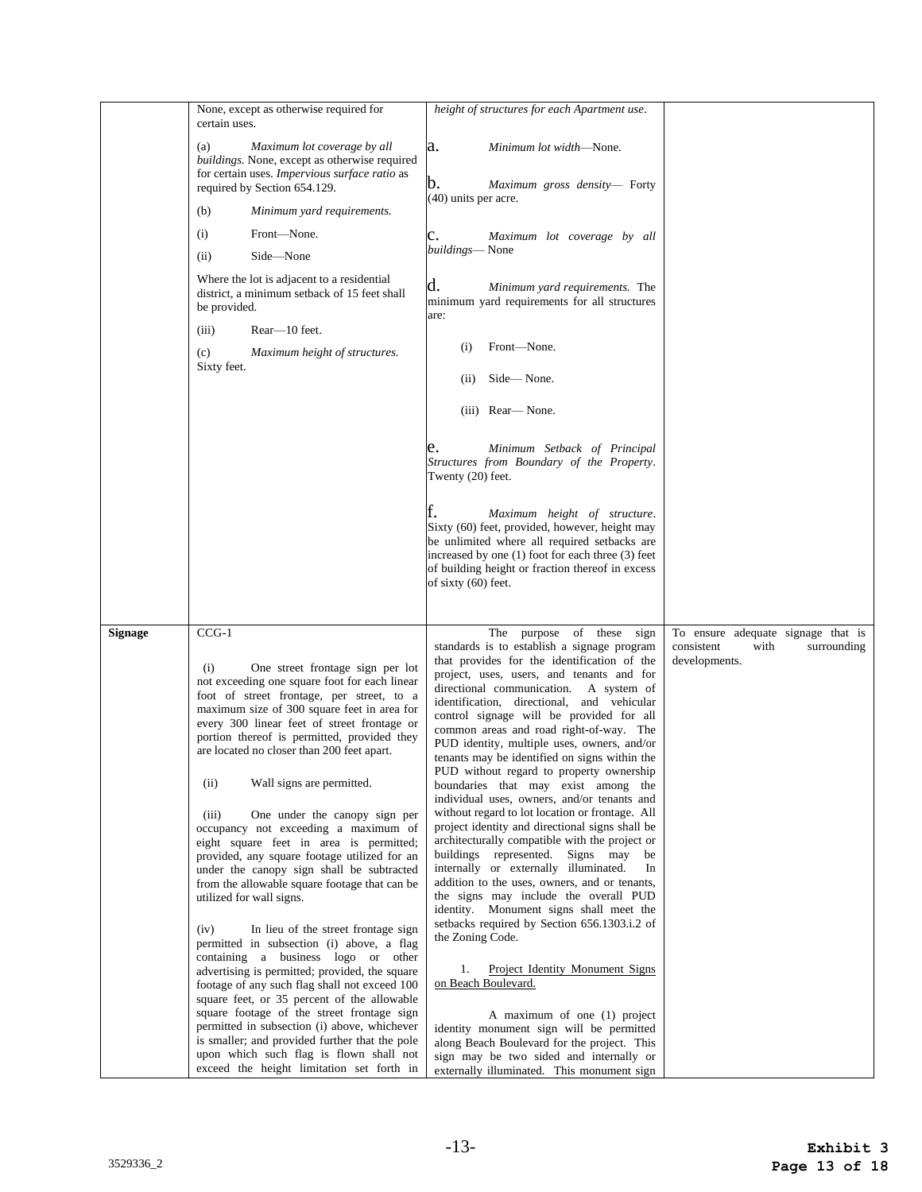| | | | |
|---|---|---|---|
| | None, except as otherwise required for certain uses.<br><br>(a) *Maximum lot coverage by all buildings.* None, except as otherwise required for certain uses. *Impervious surface ratio* as required by Section 654.129.<br><br>(b) *Minimum yard requirements.*<br><br>(i) Front—None.<br><br>(ii) Side—None<br><br>Where the lot is adjacent to a residential district, a minimum setback of 15 feet shall be provided.<br><br>(iii) Rear—10 feet.<br><br>(c) *Maximum height of structures.* Sixty feet. | *height of structures for each Apartment use.*<br><br>a. *Minimum lot width*—None.<br><br>b. *Maximum gross density*— Forty (40) units per acre.<br><br>c. *Maximum lot coverage by all buildings*— None<br><br>d. *Minimum yard requirements.* The minimum yard requirements for all structures are:<br><br>(i) Front—None.<br><br>(ii) Side— None.<br><br>(iii) Rear— None.<br><br>e. *Minimum Setback of Principal Structures from Boundary of the Property*. Twenty (20) feet.<br><br>f. *Maximum height of structure*. Sixty (60) feet, provided, however, height may be unlimited where all required setbacks are increased by one (1) foot for each three (3) feet of building height or fraction thereof in excess of sixty (60) feet. | |
| **Signage** | CCG-1<br><br>(i) One street frontage sign per lot not exceeding one square foot for each linear foot of street frontage, per street, to a maximum size of 300 square feet in area for every 300 linear feet of street frontage or portion thereof is permitted, provided they are located no closer than 200 feet apart.<br><br>(ii) Wall signs are permitted.<br><br>(iii) One under the canopy sign per occupancy not exceeding a maximum of eight square feet in area is permitted; provided, any square footage utilized for an under the canopy sign shall be subtracted from the allowable square footage that can be utilized for wall signs.<br><br>(iv) In lieu of the street frontage sign permitted in subsection (i) above, a flag containing a business logo or other advertising is permitted; provided, the square footage of any such flag shall not exceed 100 square feet, or 35 percent of the allowable square footage of the street frontage sign permitted in subsection (i) above, whichever is smaller; and provided further that the pole upon which such flag is flown shall not exceed the height limitation set forth in | The purpose of these sign standards is to establish a signage program that provides for the identification of the project, uses, users, and tenants and for directional communication. A system of identification, directional, and vehicular control signage will be provided for all common areas and road right-of-way. The PUD identity, multiple uses, owners, and/or tenants may be identified on signs within the PUD without regard to property ownership boundaries that may exist among the individual uses, owners, and/or tenants and without regard to lot location or frontage. All project identity and directional signs shall be architecturally compatible with the project or buildings represented. Signs may be internally or externally illuminated. In addition to the uses, owners, and or tenants, the signs may include the overall PUD identity. Monument signs shall meet the setbacks required by Section 656.1303.i.2 of the Zoning Code.<br><br>1. <u>Project Identity Monument Signs on Beach Boulevard.</u><br><br>A maximum of one (1) project identity monument sign will be permitted along Beach Boulevard for the project. This sign may be two sided and internally or externally illuminated. This monument sign | To ensure adequate signage that is consistent with surrounding developments. |

3529336_2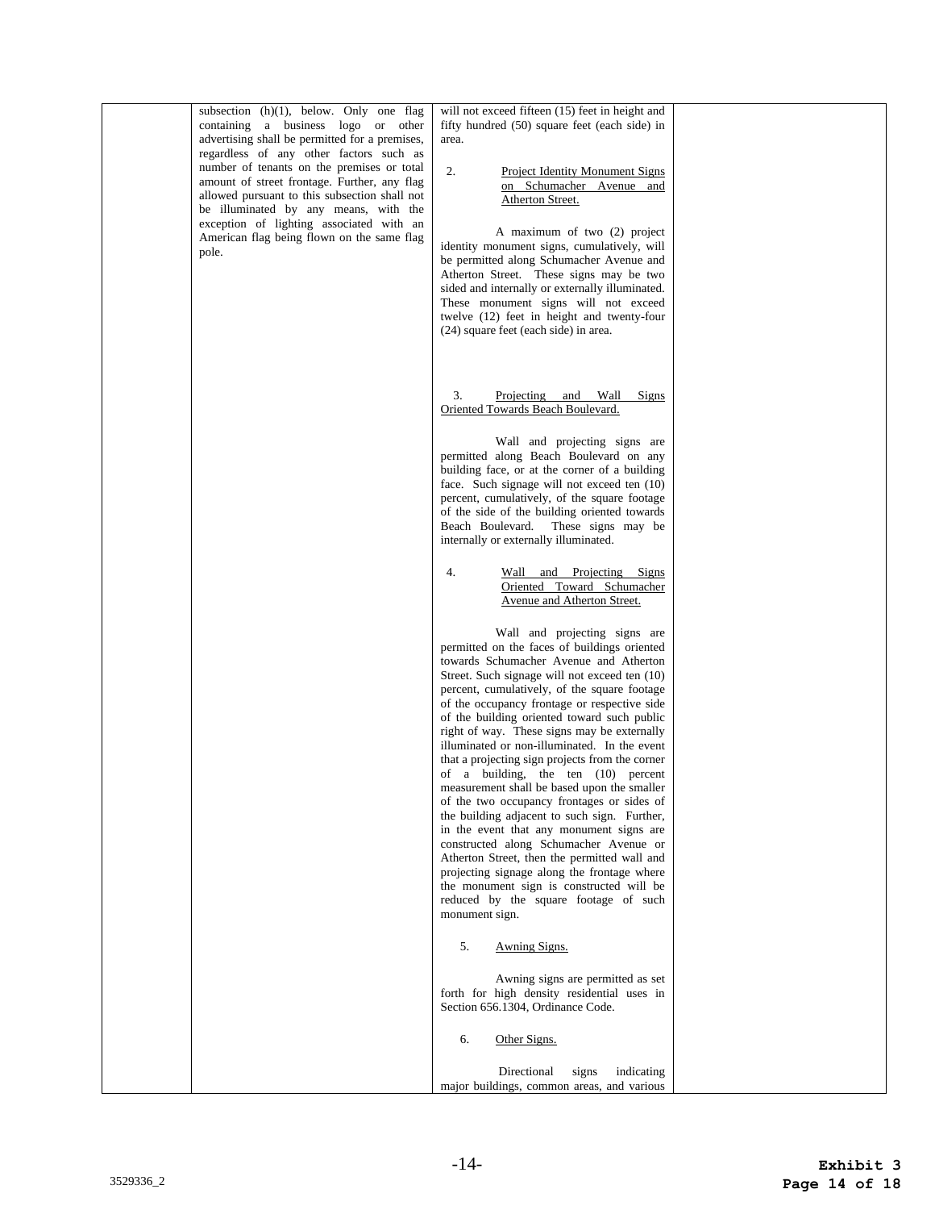| | | | |
|---|---|---|---|
| | subsection (h)(1), below. Only one flag containing a business logo or other advertising shall be permitted for a premises, regardless of any other factors such as number of tenants on the premises or total amount of street frontage. Further, any flag allowed pursuant to this subsection shall not be illuminated by any means, with the exception of lighting associated with an American flag being flown on the same flag pole. | will not exceed fifteen (15) feet in height and fifty hundred (50) square feet (each side) in area.<br><br>2. <u>Project Identity Monument Signs on Schumacher Avenue and Atherton Street.</u><br><br>A maximum of two (2) project identity monument signs, cumulatively, will be permitted along Schumacher Avenue and Atherton Street. These signs may be two sided and internally or externally illuminated. These monument signs will not exceed twelve (12) feet in height and twenty-four (24) square feet (each side) in area.<br><br>3. <u>Projecting and Wall Signs Oriented Towards Beach Boulevard.</u><br><br>Wall and projecting signs are permitted along Beach Boulevard on any building face, or at the corner of a building face. Such signage will not exceed ten (10) percent, cumulatively, of the square footage of the side of the building oriented towards Beach Boulevard. These signs may be internally or externally illuminated.<br><br>4. <u>Wall and Projecting Signs Oriented Toward Schumacher Avenue and Atherton Street.</u><br><br>Wall and projecting signs are permitted on the faces of buildings oriented towards Schumacher Avenue and Atherton Street. Such signage will not exceed ten (10) percent, cumulatively, of the square footage of the occupancy frontage or respective side of the building oriented toward such public right of way. These signs may be externally illuminated or non-illuminated. In the event that a projecting sign projects from the corner of a building, the ten (10) percent measurement shall be based upon the smaller of the two occupancy frontages or sides of the building adjacent to such sign. Further, in the event that any monument signs are constructed along Schumacher Avenue or Atherton Street, then the permitted wall and projecting signage along the frontage where the monument sign is constructed will be reduced by the square footage of such monument sign.<br><br>5. <u>Awning Signs.</u><br><br>Awning signs are permitted as set forth for high density residential uses in Section 656.1304, Ordinance Code.<br><br>6. <u>Other Signs.</u><br><br>Directional signs indicating major buildings, common areas, and various | |

3529336_2

**Exhibit 3**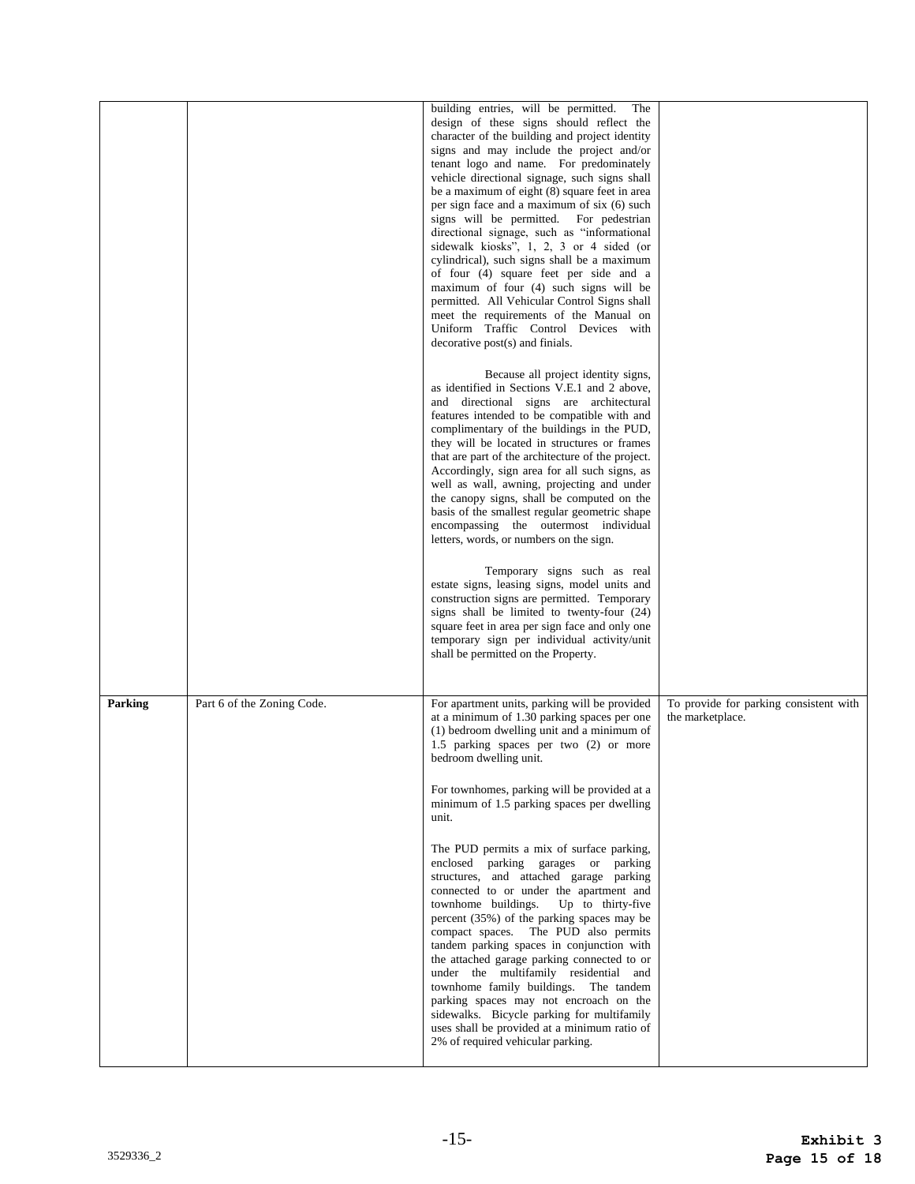| | | | |
|---|---|---|---|
| | | building entries, will be permitted. The design of these signs should reflect the character of the building and project identity signs and may include the project and/or tenant logo and name. For predominately vehicle directional signage, such signs shall be a maximum of eight (8) square feet in area per sign face and a maximum of six (6) such signs will be permitted. For pedestrian directional signage, such as "informational sidewalk kiosks", 1, 2, 3 or 4 sided (or cylindrical), such signs shall be a maximum of four (4) square feet per side and a maximum of four (4) such signs will be permitted. All Vehicular Control Signs shall meet the requirements of the Manual on Uniform Traffic Control Devices with decorative post(s) and finials.<br><br>Because all project identity signs, as identified in Sections V.E.1 and 2 above, and directional signs are architectural features intended to be compatible with and complimentary of the buildings in the PUD, they will be located in structures or frames that are part of the architecture of the project. Accordingly, sign area for all such signs, as well as wall, awning, projecting and under the canopy signs, shall be computed on the basis of the smallest regular geometric shape encompassing the outermost individual letters, words, or numbers on the sign.<br><br>Temporary signs such as real estate signs, leasing signs, model units and construction signs are permitted. Temporary signs shall be limited to twenty-four (24) square feet in area per sign face and only one temporary sign per individual activity/unit shall be permitted on the Property. | |
| **Parking** | Part 6 of the Zoning Code. | For apartment units, parking will be provided at a minimum of 1.30 parking spaces per one (1) bedroom dwelling unit and a minimum of 1.5 parking spaces per two (2) or more bedroom dwelling unit.<br><br>For townhomes, parking will be provided at a minimum of 1.5 parking spaces per dwelling unit.<br><br>The PUD permits a mix of surface parking, enclosed parking garages or parking structures, and attached garage parking connected to or under the apartment and townhome buildings. Up to thirty-five percent (35%) of the parking spaces may be compact spaces. The PUD also permits tandem parking spaces in conjunction with the attached garage parking connected to or under the multifamily residential and townhome family buildings. The tandem parking spaces may not encroach on the sidewalks. Bicycle parking for multifamily uses shall be provided at a minimum ratio of 2% of required vehicular parking. | To provide for parking consistent with the marketplace. |

3529336_2

**Exhibit 3**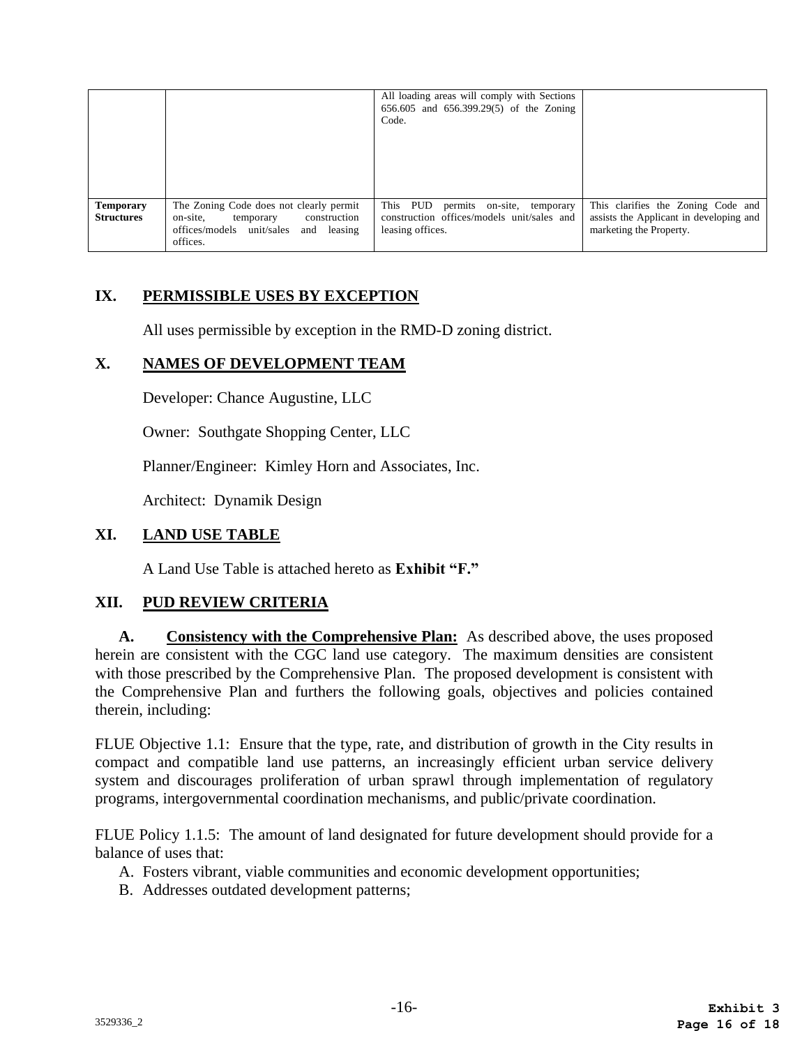| | | | |
|---|---|---|---|
| | | All loading areas will comply with Sections 656.605 and 656.399.29(5) of the Zoning Code. | |
| **Temporary Structures** | The Zoning Code does not clearly permit on-site, temporary construction offices/models unit/sales and leasing offices. | This PUD permits on-site, temporary construction offices/models unit/sales and leasing offices. | This clarifies the Zoning Code and assists the Applicant in developing and marketing the Property. |

## IX. PERMISSIBLE USES BY EXCEPTION

All uses permissible by exception in the RMD-D zoning district.

## X. NAMES OF DEVELOPMENT TEAM

Developer: Chance Augustine, LLC

Owner: Southgate Shopping Center, LLC

Planner/Engineer: Kimley Horn and Associates, Inc.

Architect: Dynamik Design

## XI. LAND USE TABLE

A Land Use Table is attached hereto as **Exhibit "F."**

## XII. PUD REVIEW CRITERIA

**A. Consistency with the Comprehensive Plan:** As described above, the uses proposed herein are consistent with the CGC land use category. The maximum densities are consistent with those prescribed by the Comprehensive Plan. The proposed development is consistent with the Comprehensive Plan and furthers the following goals, objectives and policies contained therein, including:

FLUE Objective 1.1: Ensure that the type, rate, and distribution of growth in the City results in compact and compatible land use patterns, an increasingly efficient urban service delivery system and discourages proliferation of urban sprawl through implementation of regulatory programs, intergovernmental coordination mechanisms, and public/private coordination.

FLUE Policy 1.1.5: The amount of land designated for future development should provide for a balance of uses that:

A. Fosters vibrant, viable communities and economic development opportunities;
B. Addresses outdated development patterns;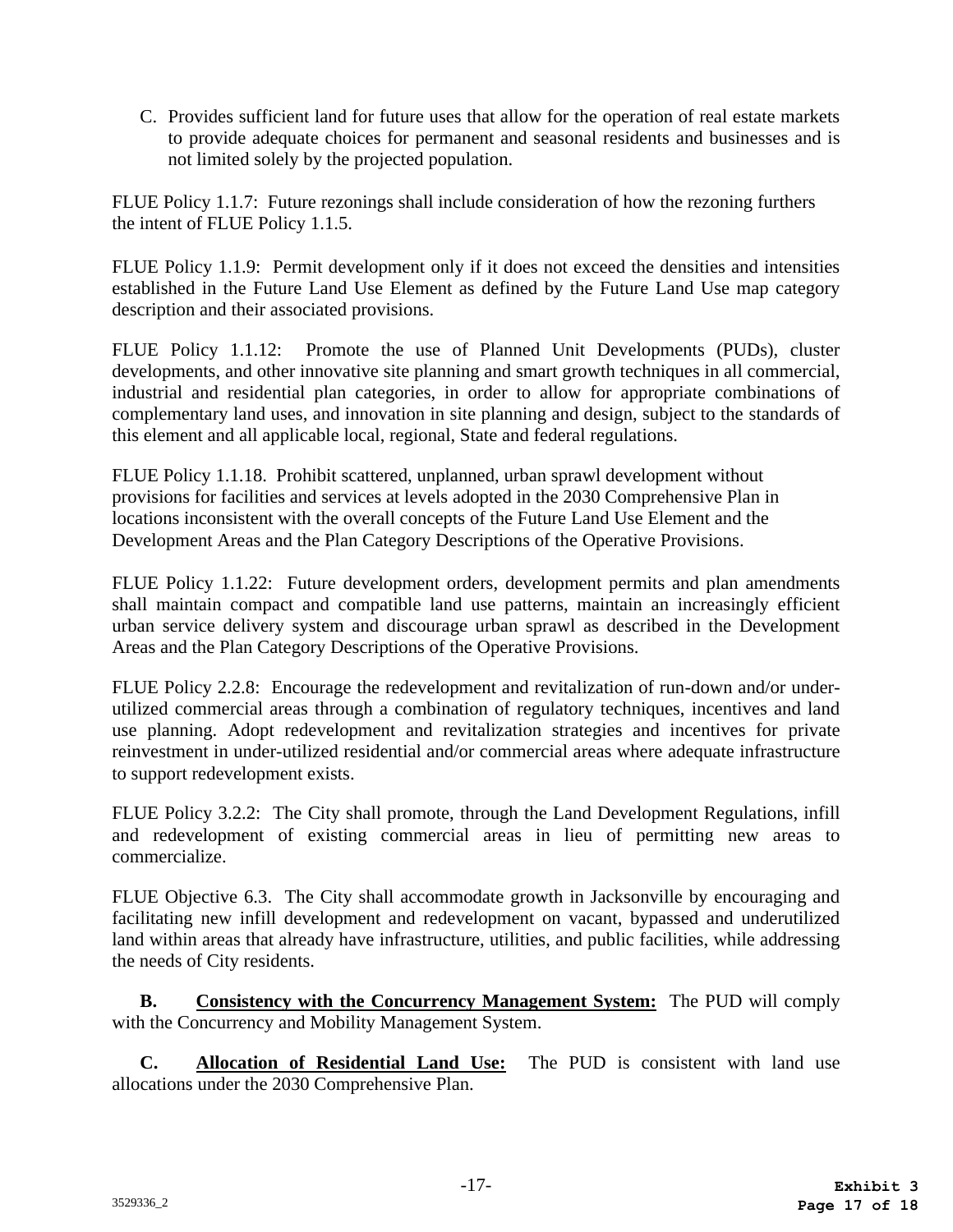C. Provides sufficient land for future uses that allow for the operation of real estate markets to provide adequate choices for permanent and seasonal residents and businesses and is not limited solely by the projected population.

FLUE Policy 1.1.7: Future rezonings shall include consideration of how the rezoning furthers the intent of FLUE Policy 1.1.5.

FLUE Policy 1.1.9: Permit development only if it does not exceed the densities and intensities established in the Future Land Use Element as defined by the Future Land Use map category description and their associated provisions.

FLUE Policy 1.1.12: Promote the use of Planned Unit Developments (PUDs), cluster developments, and other innovative site planning and smart growth techniques in all commercial, industrial and residential plan categories, in order to allow for appropriate combinations of complementary land uses, and innovation in site planning and design, subject to the standards of this element and all applicable local, regional, State and federal regulations.

FLUE Policy 1.1.18. Prohibit scattered, unplanned, urban sprawl development without provisions for facilities and services at levels adopted in the 2030 Comprehensive Plan in locations inconsistent with the overall concepts of the Future Land Use Element and the Development Areas and the Plan Category Descriptions of the Operative Provisions.

FLUE Policy 1.1.22: Future development orders, development permits and plan amendments shall maintain compact and compatible land use patterns, maintain an increasingly efficient urban service delivery system and discourage urban sprawl as described in the Development Areas and the Plan Category Descriptions of the Operative Provisions.

FLUE Policy 2.2.8: Encourage the redevelopment and revitalization of run-down and/or under-utilized commercial areas through a combination of regulatory techniques, incentives and land use planning. Adopt redevelopment and revitalization strategies and incentives for private reinvestment in under-utilized residential and/or commercial areas where adequate infrastructure to support redevelopment exists.

FLUE Policy 3.2.2: The City shall promote, through the Land Development Regulations, infill and redevelopment of existing commercial areas in lieu of permitting new areas to commercialize.

FLUE Objective 6.3. The City shall accommodate growth in Jacksonville by encouraging and facilitating new infill development and redevelopment on vacant, bypassed and underutilized land within areas that already have infrastructure, utilities, and public facilities, while addressing the needs of City residents.

**B.** **<u>Consistency with the Concurrency Management System:</u>** The PUD will comply with the Concurrency and Mobility Management System.

**C.** **<u>Allocation of Residential Land Use:</u>** The PUD is consistent with land use allocations under the 2030 Comprehensive Plan.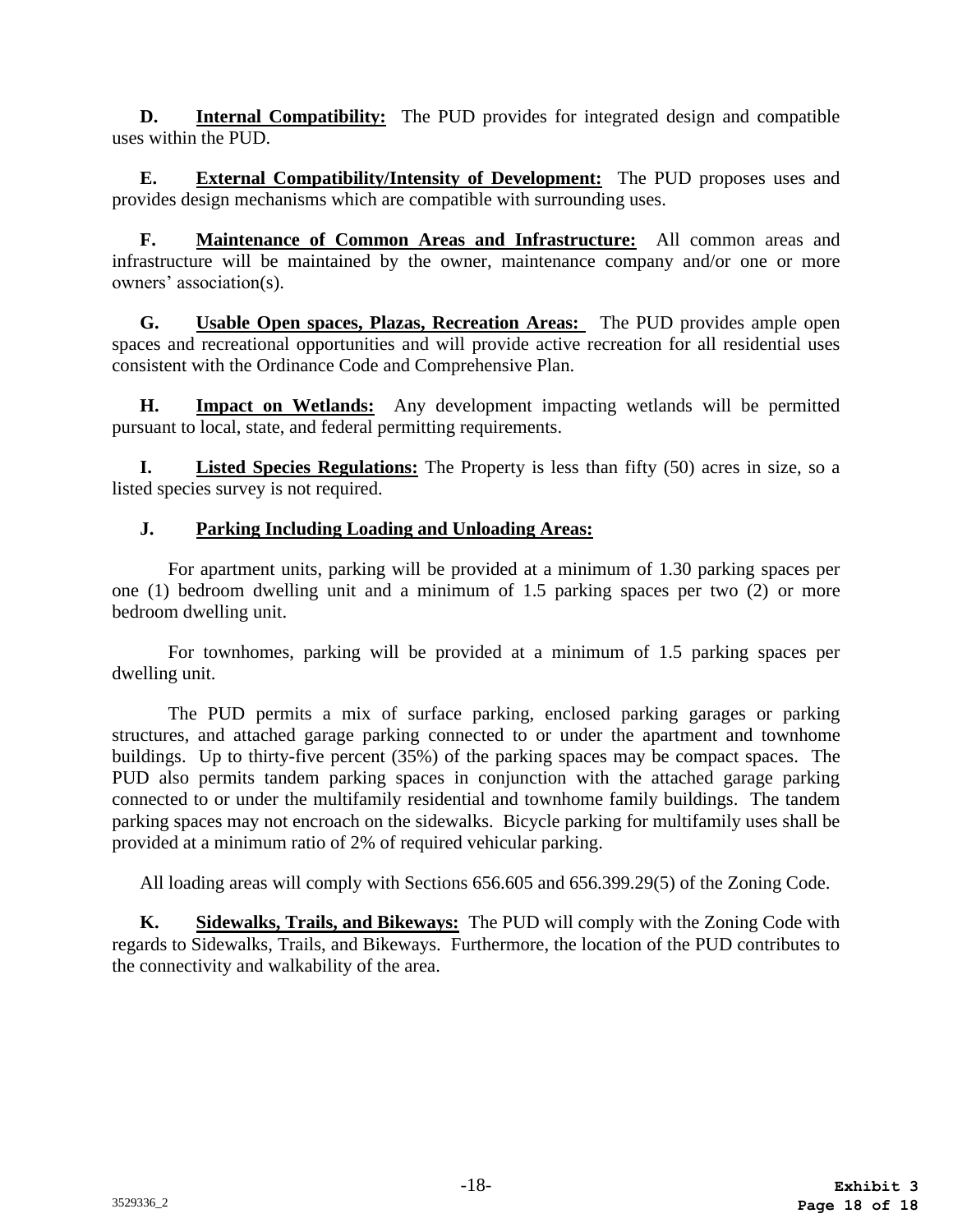**D.** **Internal Compatibility:** The PUD provides for integrated design and compatible uses within the PUD.

**E.** **External Compatibility/Intensity of Development:** The PUD proposes uses and provides design mechanisms which are compatible with surrounding uses.

**F.** **Maintenance of Common Areas and Infrastructure:** All common areas and infrastructure will be maintained by the owner, maintenance company and/or one or more owners' association(s).

**G.** **Usable Open spaces, Plazas, Recreation Areas:** The PUD provides ample open spaces and recreational opportunities and will provide active recreation for all residential uses consistent with the Ordinance Code and Comprehensive Plan.

**H.** **Impact on Wetlands:** Any development impacting wetlands will be permitted pursuant to local, state, and federal permitting requirements.

**I.** **Listed Species Regulations:** The Property is less than fifty (50) acres in size, so a listed species survey is not required.

**J.** **Parking Including Loading and Unloading Areas:**

For apartment units, parking will be provided at a minimum of 1.30 parking spaces per one (1) bedroom dwelling unit and a minimum of 1.5 parking spaces per two (2) or more bedroom dwelling unit.

For townhomes, parking will be provided at a minimum of 1.5 parking spaces per dwelling unit.

The PUD permits a mix of surface parking, enclosed parking garages or parking structures, and attached garage parking connected to or under the apartment and townhome buildings. Up to thirty-five percent (35%) of the parking spaces may be compact spaces. The PUD also permits tandem parking spaces in conjunction with the attached garage parking connected to or under the multifamily residential and townhome family buildings. The tandem parking spaces may not encroach on the sidewalks. Bicycle parking for multifamily uses shall be provided at a minimum ratio of 2% of required vehicular parking.

All loading areas will comply with Sections 656.605 and 656.399.29(5) of the Zoning Code.

**K.** **Sidewalks, Trails, and Bikeways:** The PUD will comply with the Zoning Code with regards to Sidewalks, Trails, and Bikeways. Furthermore, the location of the PUD contributes to the connectivity and walkability of the area.

3529336_2

**Exhibit 3**